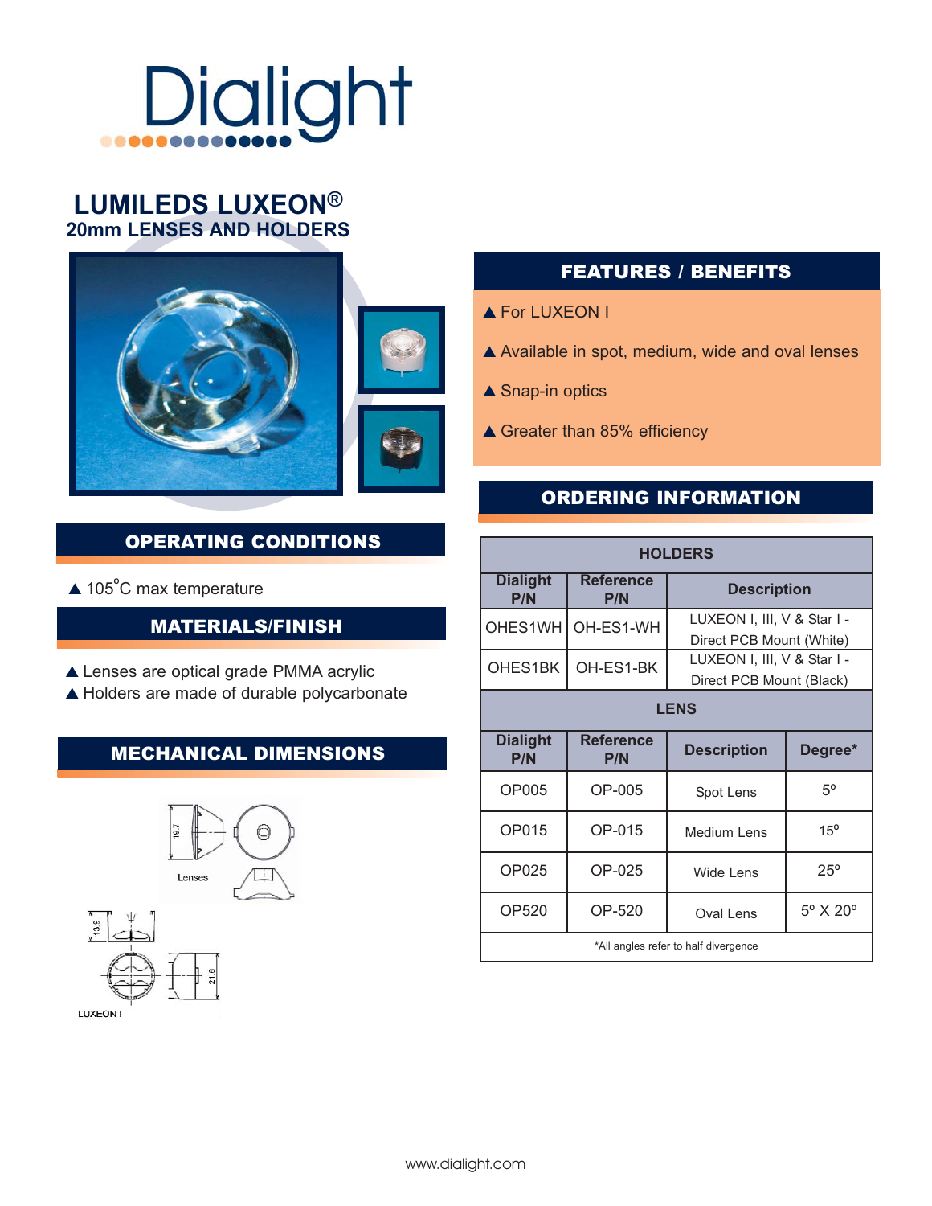# LUMILEDS LUXEON®

## 20mm LENSES AND HOLDERS

## FEATURES / BENEFITS

- ▲ For LUXEON I
- ▲ Available in spot, medium, wide and oval lenses
- ▲ Snap-in optics
- ▲ Greater than 85% efficiency

## OPERATING CONDITIONS

- ▲ 105°C max temperature

## MATERIALS/FINISH

- ▲ Lenses are optical grade PMMA acrylic
- ▲ Holders are made of durable polycarbonate

## MECHANICAL DIMENSIONS

19.7

Lenses

13.9

21.6

LUXEON I

## ORDERING INFORMATION

**HOLDERS**

| Dialight P/N | Reference P/N | Description |
|---|---|---|
| OHES1WH | OH-ES1-WH | LUXEON I, III, V & Star I - Direct PCB Mount (White) |
| OHES1BK | OH-ES1-BK | LUXEON I, III, V & Star I - Direct PCB Mount (Black) |

**LENS**

| Dialight P/N | Reference P/N | Description | Degree* |
|---|---|---|---|
| OP005 | OP-005 | Spot Lens | 5° |
| OP015 | OP-015 | Medium Lens | 15° |
| OP025 | OP-025 | Wide Lens | 25° |
| OP520 | OP-520 | Oval Lens | 5° X 20° |

*All angles refer to half divergence

www.dialight.com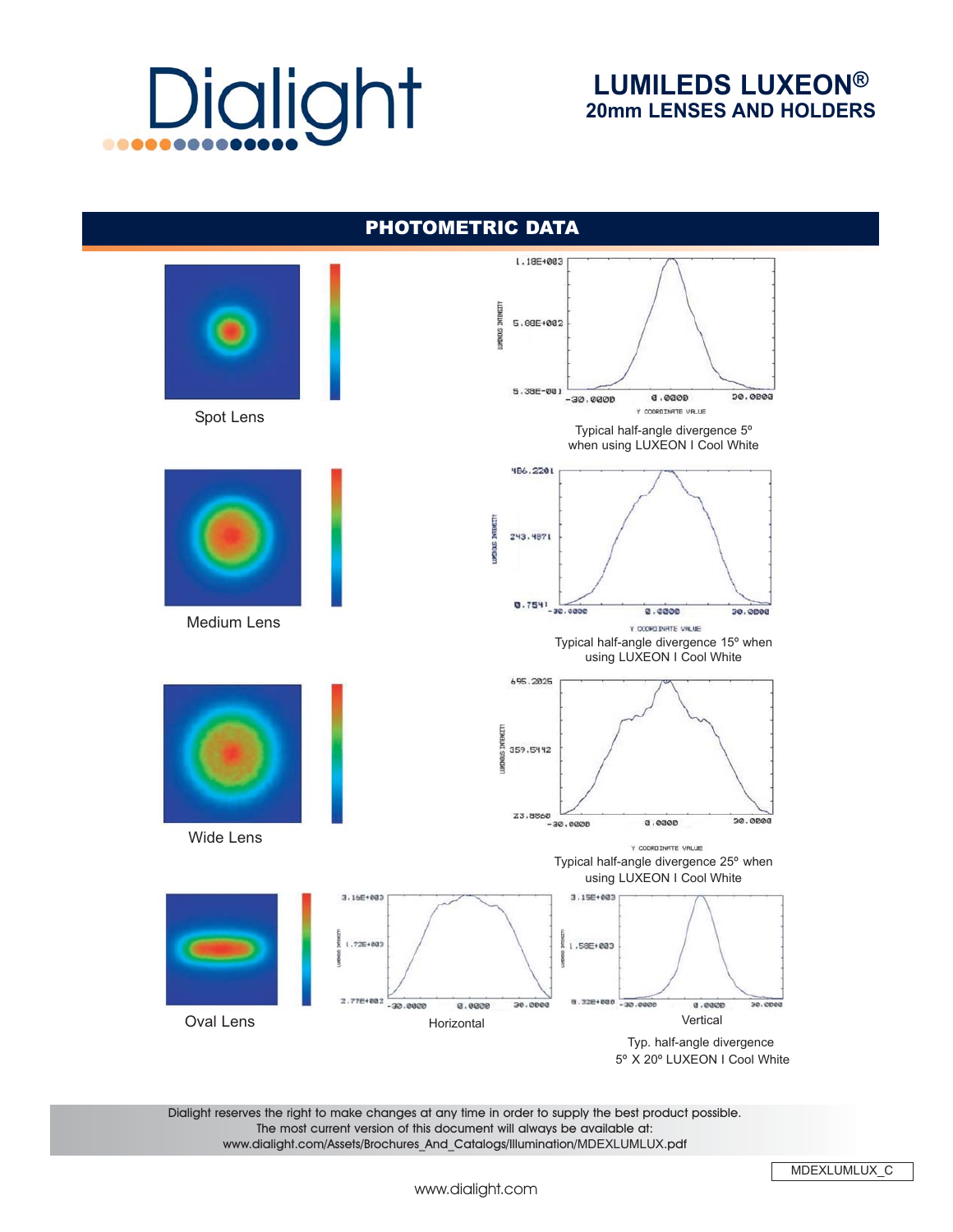# Dialight

## LUMILEDS LUXEON®
## 20mm LENSES AND HOLDERS

## PHOTOMETRIC DATA

Spot Lens

1.18E+003
5.88E+002
5.38E-001
LUMINOUS INTENSITY
-30.0000
0.0000
30.0000
Y COORDINATE VALUE

Typical half-angle divergence 5º when using LUXEON I Cool White

Medium Lens

486.2201
243.4871
0.7541
LUMINOUS INTENSITY
-30.0000
0.0000
30.0000
Y COORDINATE VALUE

Typical half-angle divergence 15º when using LUXEON I Cool White

Wide Lens

695.2025
359.5442
23.8860
LUMINOUS INTENSITY
-30.0000
0.0000
30.0000
Y COORDINATE VALUE

Typical half-angle divergence 25º when using LUXEON I Cool White

Oval Lens

3.16E+003
1.72E+003
2.77E+002
LUMINOUS INTENSITY
-30.0000
0.0000
30.0000

Horizontal

3.15E+003
1.58E+003
8.32E+000
LUMINOUS INTENSITY
-30.0000
0.0000
30.0000

Vertical

Typ. half-angle divergence 5º X 20º LUXEON I Cool White

Dialight reserves the right to make changes at any time in order to supply the best product possible.
The most current version of this document will always be available at:
www.dialight.com/Assets/Brochures_And_Catalogs/Illumination/MDEXLUMLUX.pdf

MDEXLUMLUX_C

www.dialight.com